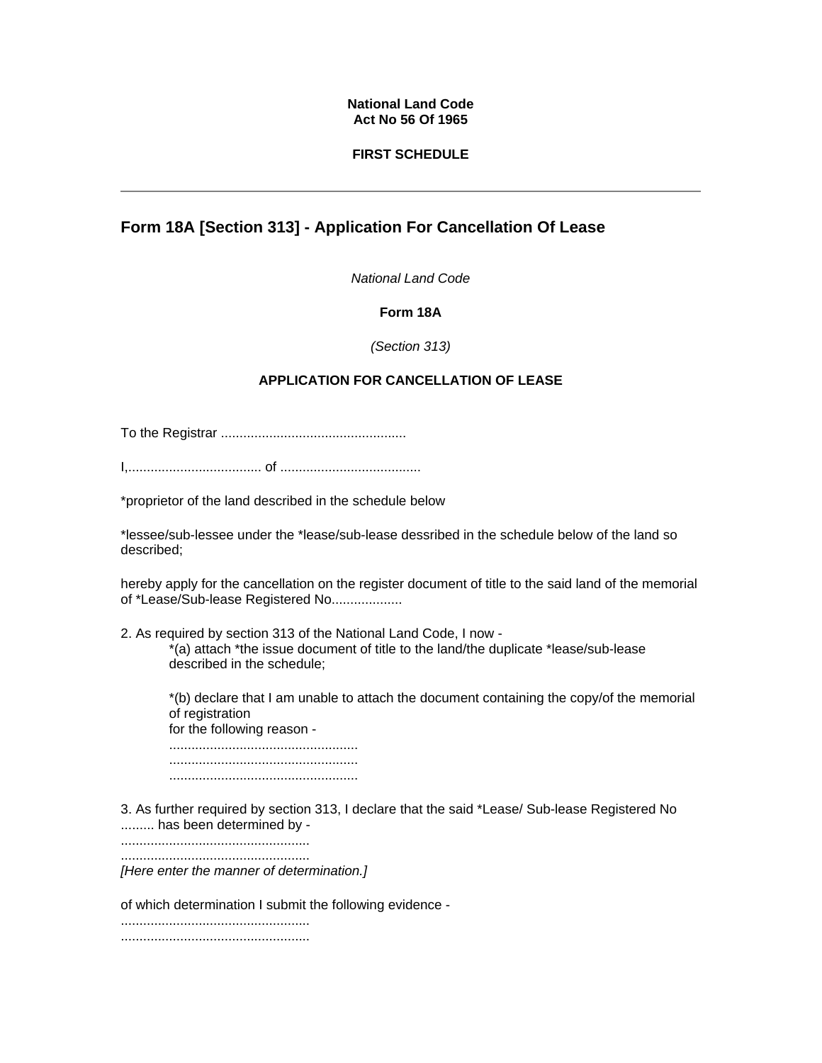**National Land Code**
**Act No 56 Of 1965**

**FIRST SCHEDULE**

---

## Form 18A [Section 313] - Application For Cancellation Of Lease

*National Land Code*

**Form 18A**

*(Section 313)*

**APPLICATION FOR CANCELLATION OF LEASE**

To the Registrar ..................................................

I,.................................... of ......................................

*proprietor of the land described in the schedule below

*lessee/sub-lessee under the *lease/sub-lease dessribed in the schedule below of the land so described;

hereby apply for the cancellation on the register document of title to the said land of the memorial of *Lease/Sub-lease Registered No...................

2. As required by section 313 of the National Land Code, I now -

   *(a) attach *the issue document of title to the land/the duplicate *lease/sub-lease described in the schedule;

   *(b) declare that I am unable to attach the document containing the copy/of the memorial of registration
   for the following reason -
   ..................................................
   ..................................................
   ..................................................

3. As further required by section 313, I declare that the said *Lease/ Sub-lease Registered No ......... has been determined by -
..................................................
..................................................
*[Here enter the manner of determination.]*

of which determination I submit the following evidence -
..................................................
..................................................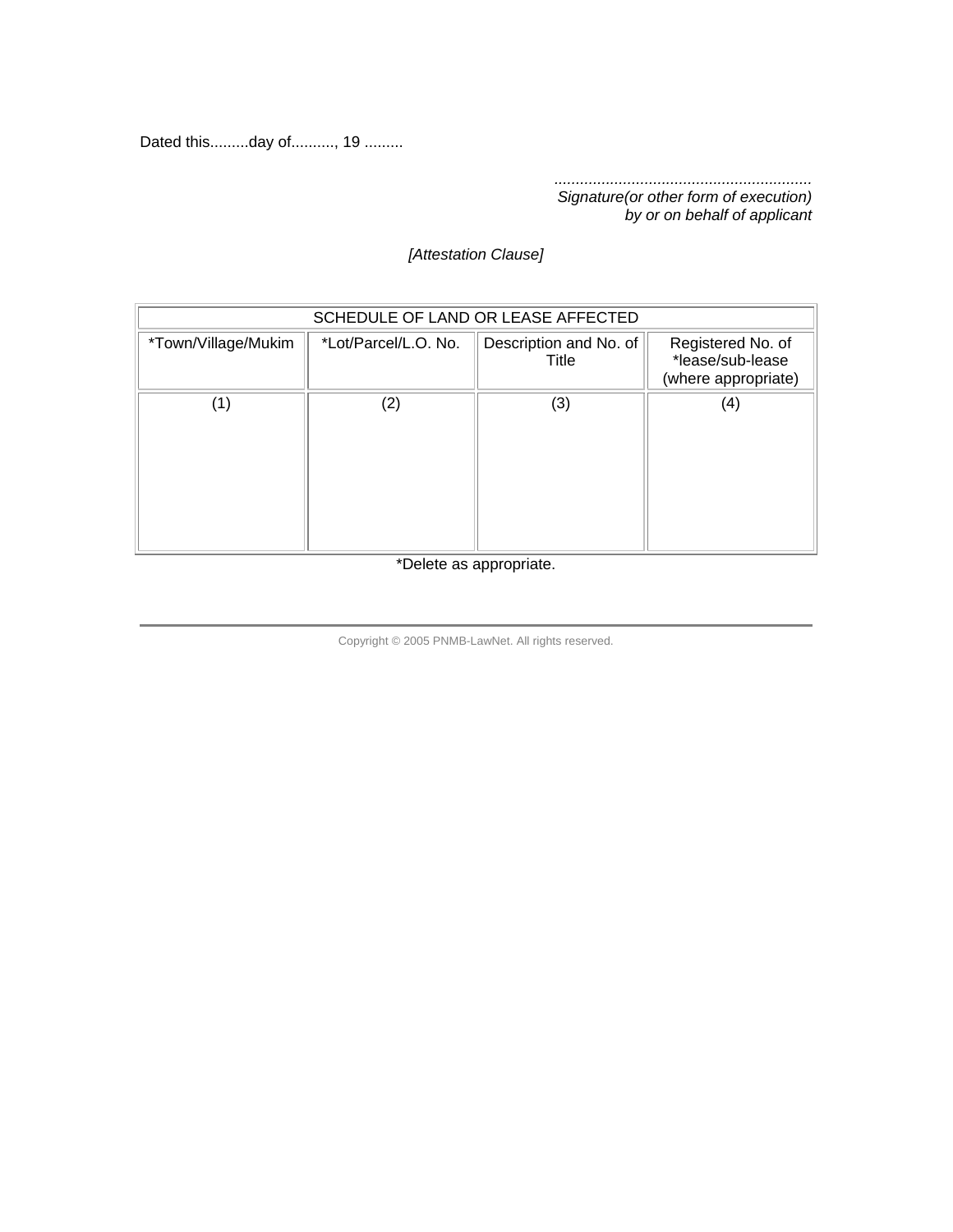Dated this.........day of.........., 19 .........

...........................................................
*Signature(or other form of execution)*
*by or on behalf of applicant*

*[Attestation Clause]*

| SCHEDULE OF LAND OR LEASE AFFECTED | | | |
|---|---|---|---|
| *Town/Village/Mukim | *Lot/Parcel/L.O. No. | Description and No. of Title | Registered No. of *lease/sub-lease (where appropriate) |
| (1) | (2) | (3) | (4) |

*Delete as appropriate.

Copyright © 2005 PNMB-LawNet. All rights reserved.